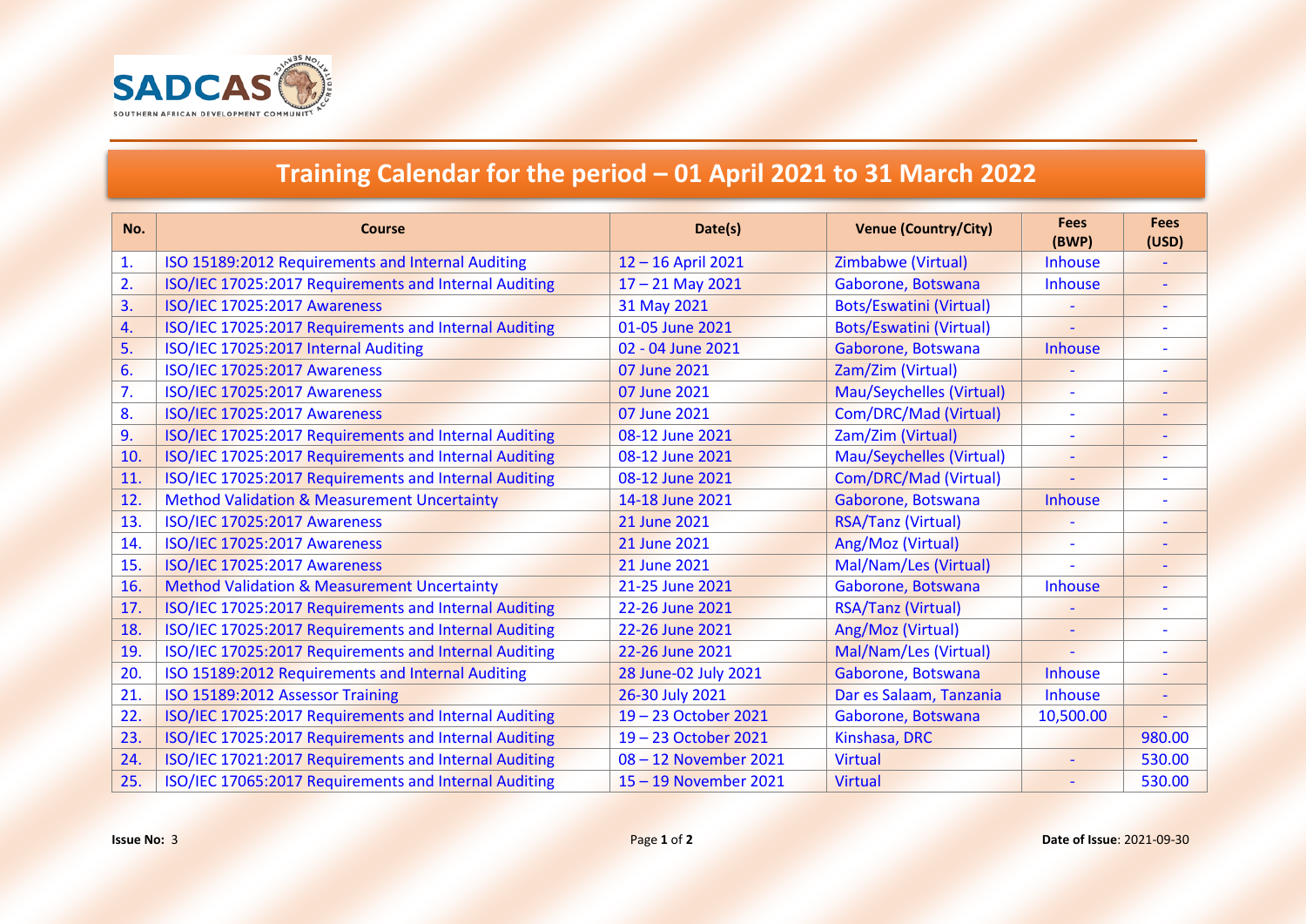SADCAS

SOUTHERN AFRICAN DEVELOPMENT COMMUNITY

# Training Calendar for the period – 01 April 2021 to 31 March 2022

| No. | Course | Date(s) | Venue (Country/City) | Fees (BWP) | Fees (USD) |
|---|---|---|---|---|---|
| 1. | ISO 15189:2012 Requirements and Internal Auditing | 12 – 16 April 2021 | Zimbabwe (Virtual) | Inhouse | - |
| 2. | ISO/IEC 17025:2017 Requirements and Internal Auditing | 17 – 21 May 2021 | Gaborone, Botswana | Inhouse | - |
| 3. | ISO/IEC 17025:2017 Awareness | 31 May 2021 | Bots/Eswatini (Virtual) | - | - |
| 4. | ISO/IEC 17025:2017 Requirements and Internal Auditing | 01-05 June 2021 | Bots/Eswatini (Virtual) | - | - |
| 5. | ISO/IEC 17025:2017 Internal Auditing | 02 - 04 June 2021 | Gaborone, Botswana | Inhouse | - |
| 6. | ISO/IEC 17025:2017 Awareness | 07 June 2021 | Zam/Zim (Virtual) | - | - |
| 7. | ISO/IEC 17025:2017 Awareness | 07 June 2021 | Mau/Seychelles (Virtual) | - | - |
| 8. | ISO/IEC 17025:2017 Awareness | 07 June 2021 | Com/DRC/Mad (Virtual) | - | - |
| 9. | ISO/IEC 17025:2017 Requirements and Internal Auditing | 08-12 June 2021 | Zam/Zim (Virtual) | - | - |
| 10. | ISO/IEC 17025:2017 Requirements and Internal Auditing | 08-12 June 2021 | Mau/Seychelles (Virtual) | - | - |
| 11. | ISO/IEC 17025:2017 Requirements and Internal Auditing | 08-12 June 2021 | Com/DRC/Mad (Virtual) | - | - |
| 12. | Method Validation & Measurement Uncertainty | 14-18 June 2021 | Gaborone, Botswana | Inhouse | - |
| 13. | ISO/IEC 17025:2017 Awareness | 21 June 2021 | RSA/Tanz (Virtual) | - | - |
| 14. | ISO/IEC 17025:2017 Awareness | 21 June 2021 | Ang/Moz (Virtual) | - | - |
| 15. | ISO/IEC 17025:2017 Awareness | 21 June 2021 | Mal/Nam/Les (Virtual) | - | - |
| 16. | Method Validation & Measurement Uncertainty | 21-25 June 2021 | Gaborone, Botswana | Inhouse | - |
| 17. | ISO/IEC 17025:2017 Requirements and Internal Auditing | 22-26 June 2021 | RSA/Tanz (Virtual) | - | - |
| 18. | ISO/IEC 17025:2017 Requirements and Internal Auditing | 22-26 June 2021 | Ang/Moz (Virtual) | - | - |
| 19. | ISO/IEC 17025:2017 Requirements and Internal Auditing | 22-26 June 2021 | Mal/Nam/Les (Virtual) | - | - |
| 20. | ISO 15189:2012 Requirements and Internal Auditing | 28 June-02 July 2021 | Gaborone, Botswana | Inhouse | - |
| 21. | ISO 15189:2012 Assessor Training | 26-30 July 2021 | Dar es Salaam, Tanzania | Inhouse | - |
| 22. | ISO/IEC 17025:2017 Requirements and Internal Auditing | 19 – 23 October 2021 | Gaborone, Botswana | 10,500.00 | - |
| 23. | ISO/IEC 17025:2017 Requirements and Internal Auditing | 19 – 23 October 2021 | Kinshasa, DRC | | 980.00 |
| 24. | ISO/IEC 17021:2017 Requirements and Internal Auditing | 08 – 12 November 2021 | Virtual | - | 530.00 |
| 25. | ISO/IEC 17065:2017 Requirements and Internal Auditing | 15 – 19 November 2021 | Virtual | - | 530.00 |

**Issue No:** 3

**Date of Issue**: 2021-09-30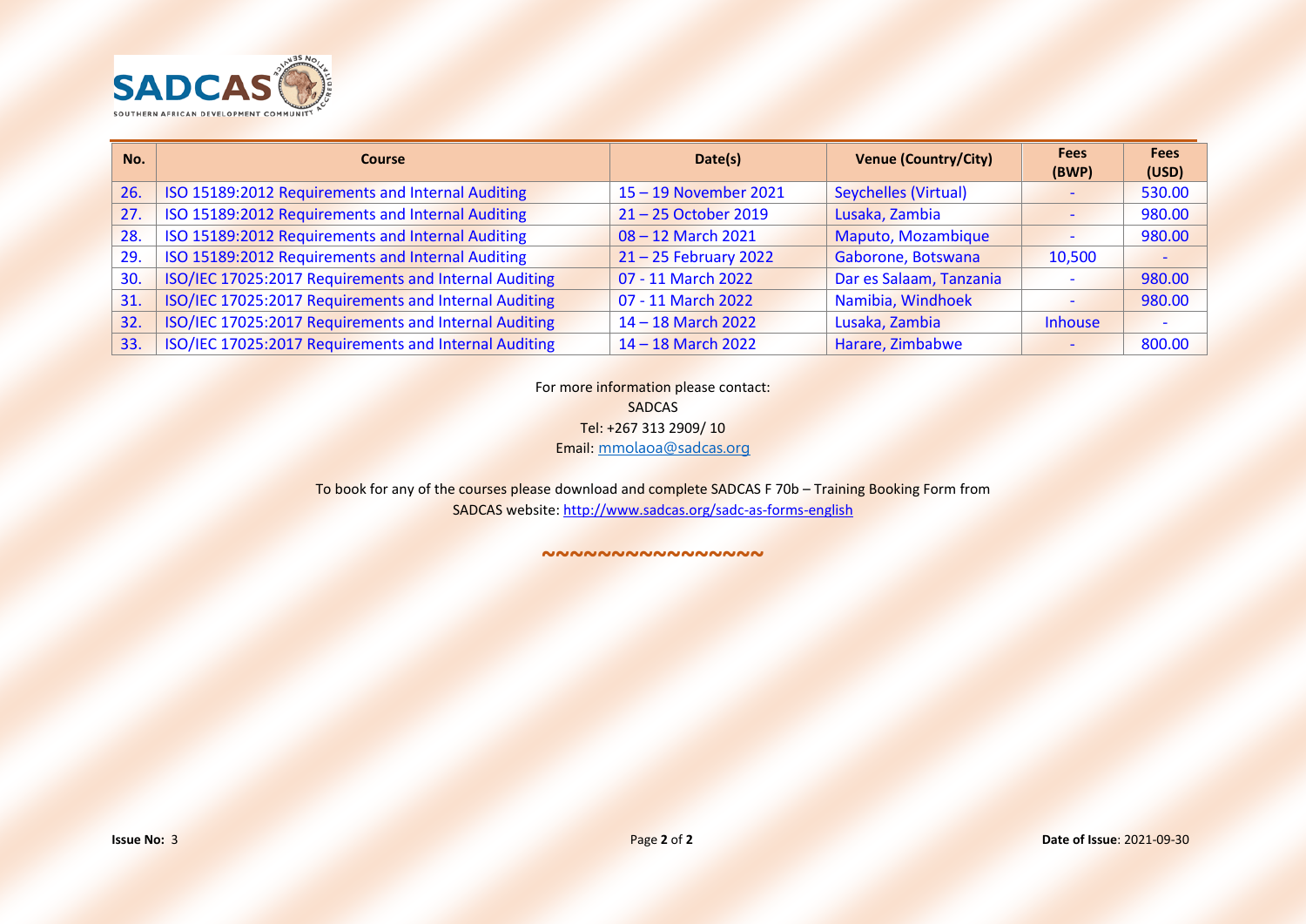| No. | Course | Date(s) | Venue (Country/City) | Fees (BWP) | Fees (USD) |
|---|---|---|---|---|---|
| 26. | ISO 15189:2012 Requirements and Internal Auditing | 15 – 19 November 2021 | Seychelles (Virtual) | - | 530.00 |
| 27. | ISO 15189:2012 Requirements and Internal Auditing | 21 – 25 October 2019 | Lusaka, Zambia | - | 980.00 |
| 28. | ISO 15189:2012 Requirements and Internal Auditing | 08 – 12 March 2021 | Maputo, Mozambique | - | 980.00 |
| 29. | ISO 15189:2012 Requirements and Internal Auditing | 21 – 25 February 2022 | Gaborone, Botswana | 10,500 | - |
| 30. | ISO/IEC 17025:2017 Requirements and Internal Auditing | 07 - 11 March 2022 | Dar es Salaam, Tanzania | - | 980.00 |
| 31. | ISO/IEC 17025:2017 Requirements and Internal Auditing | 07 - 11 March 2022 | Namibia, Windhoek | - | 980.00 |
| 32. | ISO/IEC 17025:2017 Requirements and Internal Auditing | 14 – 18 March 2022 | Lusaka, Zambia | Inhouse | - |
| 33. | ISO/IEC 17025:2017 Requirements and Internal Auditing | 14 – 18 March 2022 | Harare, Zimbabwe | - | 800.00 |

For more information please contact:
SADCAS
Tel: +267 313 2909/ 10
Email: mmolaoa@sadcas.org

To book for any of the courses please download and complete SADCAS F 70b – Training Booking Form from SADCAS website: http://www.sadcas.org/sadc-as-forms-english

~~~~~~~~~~~~~~~~

**Issue No:** 3

**Date of Issue**: 2021-09-30